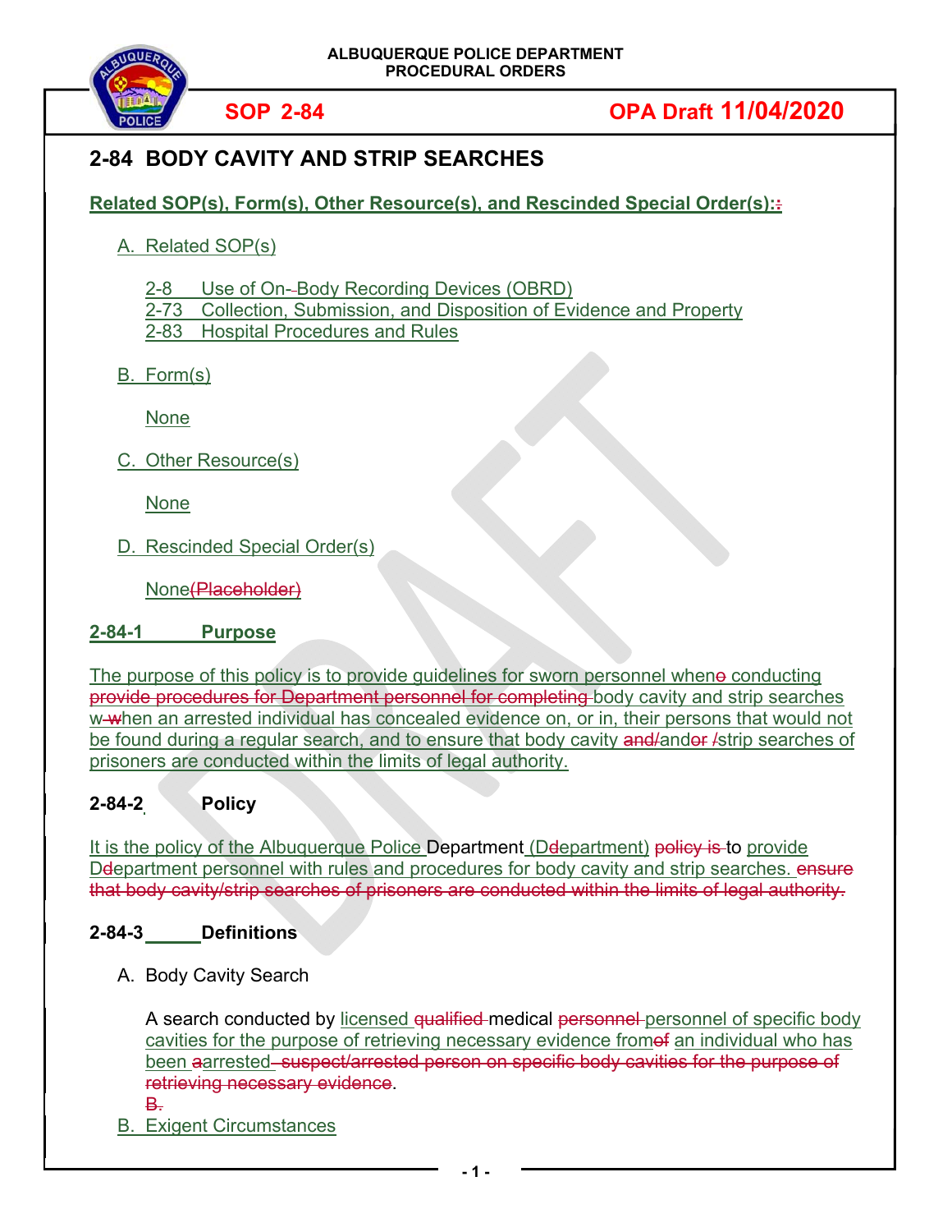ALBUQUERQUE POLICE DEPARTMENT
PROCEDURAL ORDERS

**SOP 2-84** **OPA Draft 11/04/2020**

# 2-84 BODY CAVITY AND STRIP SEARCHES

**Related SOP(s), Form(s), Other Resource(s), and Rescinded Special Order(s):**

A. Related SOP(s)

2-8 Use of On-Body Recording Devices (OBRD)
2-73 Collection, Submission, and Disposition of Evidence and Property
2-83 Hospital Procedures and Rules

B. Form(s)

None

C. Other Resource(s)

None

D. Rescinded Special Order(s)

None~~(Placeholder)~~

## 2-84-1 Purpose

The purpose of this policy is to provide guidelines for sworn personnel when~~e~~ conducting ~~provide procedures for Department personnel for completing~~ body cavity and strip searches w~~-w~~hen an arrested individual has concealed evidence on, or in, their persons that would not be found during a regular search, and to ensure that body cavity ~~and/~~and~~or /~~strip searches of prisoners are conducted within the limits of legal authority.

## 2-84-2 Policy

It is the policy of the Albuquerque Police Department (D~~d~~epartment) ~~policy is~~ to provide D~~d~~epartment personnel with rules and procedures for body cavity and strip searches. ~~ensure that body cavity/strip searches of prisoners are conducted within the limits of legal authority.~~

## 2-84-3 Definitions

A. Body Cavity Search

A search conducted by licensed ~~qualified~~ medical ~~personnel~~ personnel of specific body cavities for the purpose of retrieving necessary evidence from~~of~~ an individual who has been a~~a~~rrested~~- suspect/arrested person on specific body cavities for the purpose of retrieving necessary evidence~~.
~~B.~~

B. Exigent Circumstances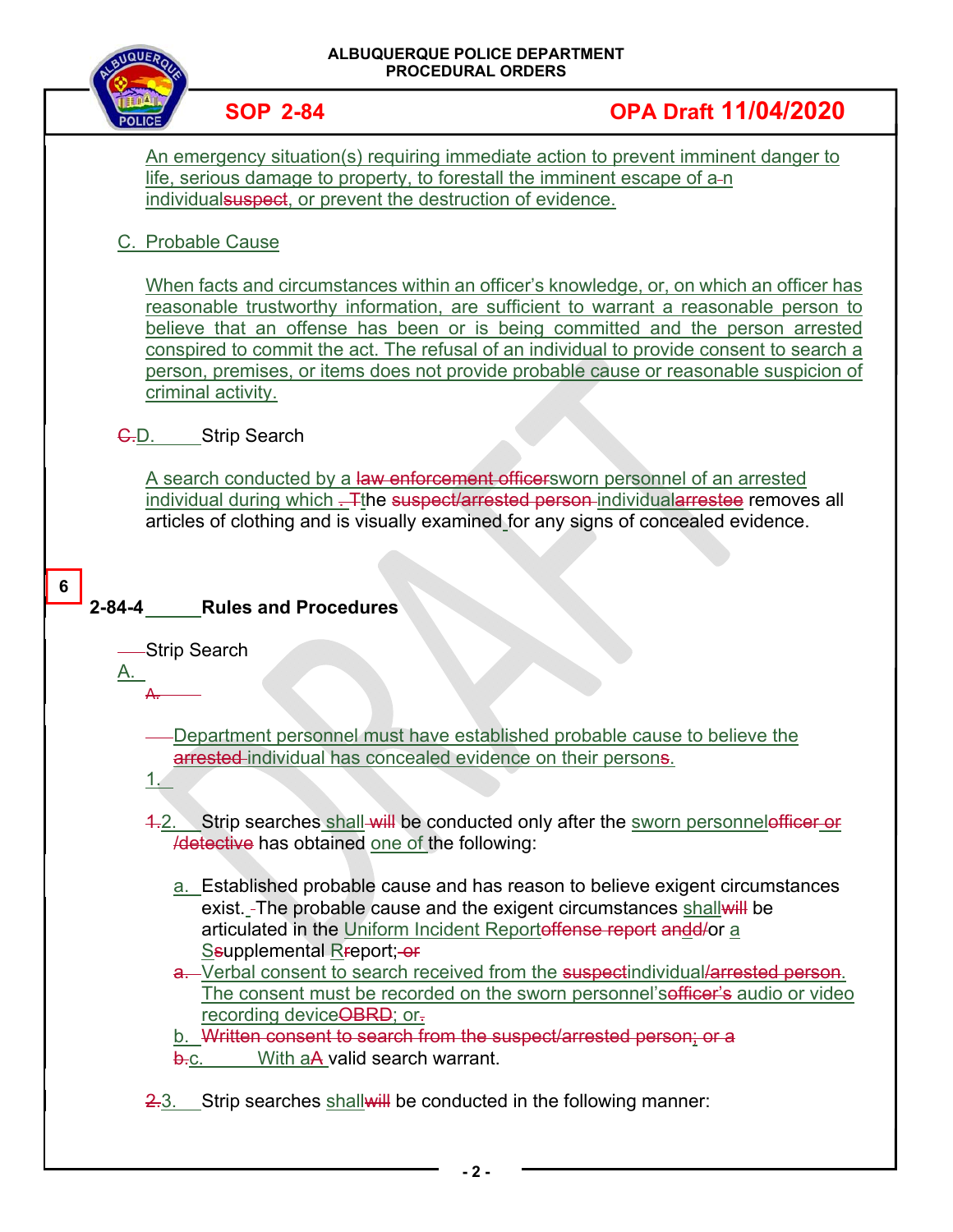An emergency situation(s) requiring immediate action to prevent imminent danger to life, serious damage to property, to forestall the imminent escape of a-n individualsuspect, or prevent the destruction of evidence.

C. Probable Cause

When facts and circumstances within an officer's knowledge, or, on which an officer has reasonable trustworthy information, are sufficient to warrant a reasonable person to believe that an offense has been or is being committed and the person arrested conspired to commit the act. The refusal of an individual to provide consent to search a person, premises, or items does not provide probable cause or reasonable suspicion of criminal activity.

C.D. Strip Search

A search conducted by a law enforcement officersworn personnel of an arrested individual during which . Tthe suspect/arrested person individualarrestee removes all articles of clothing and is visually examined for any signs of concealed evidence.

6

## 2-84-4 Rules and Procedures

Strip Search

A.

A.

Department personnel must have established probable cause to believe the arrested individual has concealed evidence on their persons.

1.

1.2. Strip searches shall will be conducted only after the sworn personnelofficer or /detective has obtained one of the following:

a. Established probable cause and has reason to believe exigent circumstances exist. The probable cause and the exigent circumstances shallwill be articulated in the Uniform Incident Reportoffense report andd/or a Ssupplemental Rreport; or

a. Verbal consent to search received from the suspectindividual/arrested person. The consent must be recorded on the sworn personnel'sofficer's audio or video recording deviceOBRD; or.

b. Written consent to search from the suspect/arrested person; or a

b.c. With aA valid search warrant.

2.3. Strip searches shallwill be conducted in the following manner: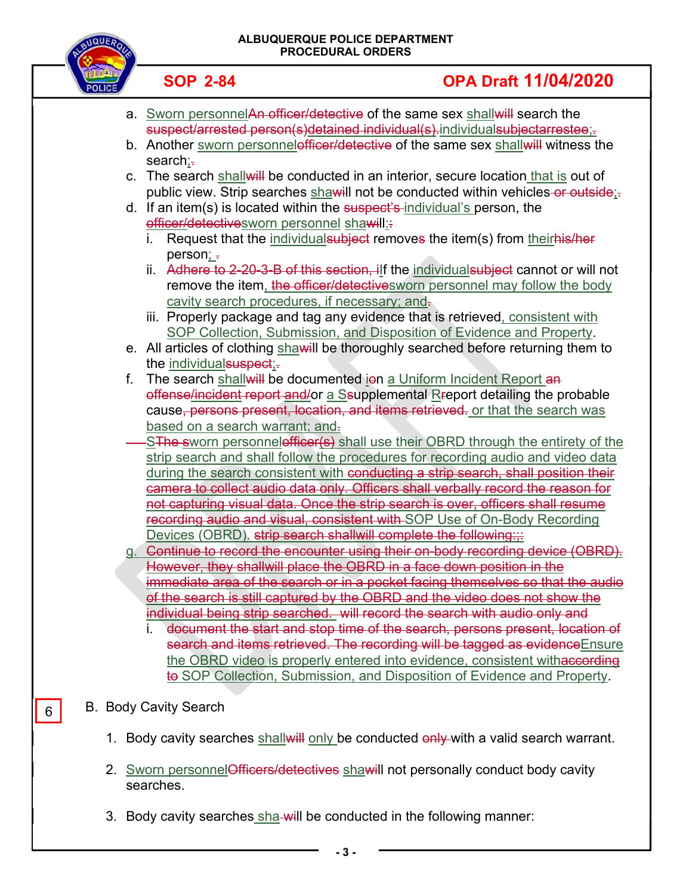a. Sworn personnel~~An officer/detective~~ of the same sex shall~~will~~ search the ~~suspect/arrested person(s)detained individual(s).~~individual~~subjectarrestee~~;~~.~~

b. Another sworn personnel~~officer/detective~~ of the same sex shall~~will~~ witness the search;~~.~~

c. The search shall~~will~~ be conducted in an interior, secure location that is out of public view. Strip searches sha~~wi~~ll not be conducted within vehicles~~ or outside~~;~~.~~

d. If an item(s) is located within the ~~suspect's~~ individual's person, the ~~officer/detective~~sworn personnel sha~~wi~~ll:~~:~~

   i. Request that the individual~~subject~~ remove~~s~~ the item(s) from their~~his/her~~ person; ~~.~~

   ii. ~~Adhere to 2-20-3-B of this section, i~~If the individual~~subject~~ cannot or will not remove the item, ~~the officer/detective~~sworn personnel may follow the body cavity search procedures, if necessary; and~~.~~

   iii. Properly package and tag any evidence that is retrieved, consistent with SOP Collection, Submission, and Disposition of Evidence and Property.

e. All articles of clothing sha~~wi~~ll be thoroughly searched before returning them to the individual~~suspect~~;~~.~~

f. The search shall~~will~~ be documented i~~o~~n a Uniform Incident Report ~~an offense/incident report and/~~or a S~~s~~upplemental R~~r~~eport detailing the probable cause~~, persons present, location, and items retrieved.~~ or that the search was based on a search warrant; and~~.~~

S~~The s~~worn personnel~~officer(s)~~ shall use their OBRD through the entirety of the strip search and shall follow the procedures for recording audio and video data during the search consistent with ~~conducting a strip search, shall position their camera to collect audio data only. Officers shall verbally record the reason for not capturing visual data. Once the strip search is over, officers shall resume recording audio and visual, consistent with~~ SOP Use of On-Body Recording Devices (OBRD). ~~strip search shallwill complete the following:::~~

g. ~~Continue to record the encounter using their on-body recording device (OBRD). However, they shallwill place the OBRD in a face down position in the immediate area of the search or in a pocket facing themselves so that the audio of the search is still captured by the OBRD and the video does not show the individual being strip searched. will record the search with audio only and~~

   i. ~~document the start and stop time of the search, persons present, location of search and items retrieved. The recording will be tagged as evidence~~Ensure the OBRD video is properly entered into evidence, consistent with~~according to~~ SOP Collection, Submission, and Disposition of Evidence and Property.

6

B. Body Cavity Search

1. Body cavity searches shall~~will~~ only be conducted ~~only~~ with a valid search warrant.

2. Sworn personnel~~Officers/detectives~~ sha~~wi~~ll not personally conduct body cavity searches.

3. Body cavity searches sha~~wi~~ll be conducted in the following manner: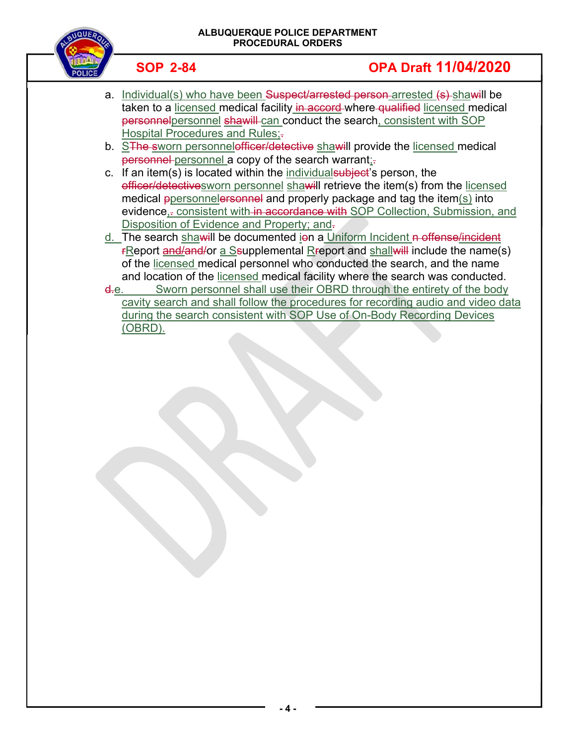a. Individual(s) who have been ~~Suspect/arrested person~~ arrested ~~(s)~~ shall be taken to a licensed medical facility ~~in accord~~ where ~~qualified~~ licensed medical ~~personnel~~personnel ~~shall~~ can conduct the search, consistent with SOP Hospital Procedures and Rules;

b. Sworn personnel ~~officer/detective~~ shall provide the licensed medical ~~personnel~~ personnel a copy of the search warrant;

c. If an item(s) is located within the individual~~subject~~'s person, the ~~officer/detective~~sworn personnel shall retrieve the item(s) from the licensed medical personnel and properly package and tag the item(s) into evidence, consistent with ~~in accordance with~~ SOP Collection, Submission, and Disposition of Evidence and Property; and

d. The search shall be documented in a Uniform Incident ~~offense/incident~~ Report ~~and/and/~~or a Supplemental Report and shall~~will~~ include the name(s) of the licensed medical personnel who conducted the search, and the name and location of the licensed medical facility where the search was conducted.

e. Sworn personnel shall use their OBRD through the entirety of the body cavity search and shall follow the procedures for recording audio and video data during the search consistent with SOP Use of On-Body Recording Devices (OBRD).